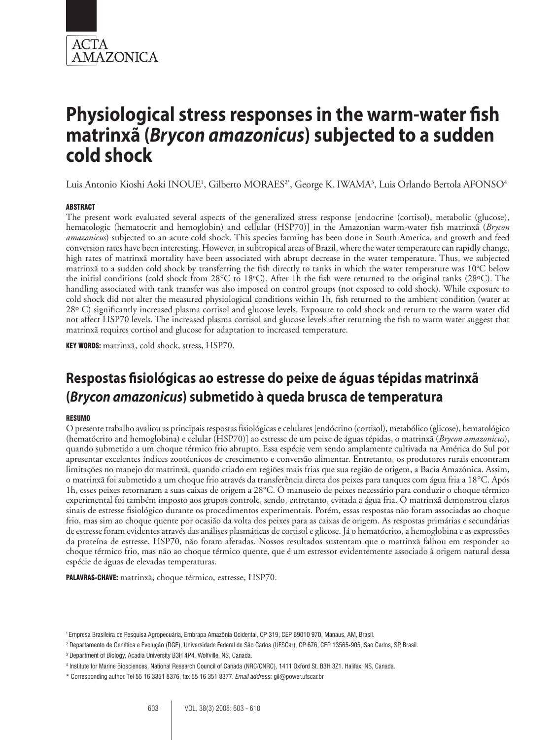ACTA AMAZONICA

# Physiological stress responses in the warm-water fish matrinxã (*Brycon amazonicus*) subjected to a sudden cold shock

Luis Antonio Kioshi Aoki INOUE[1], Gilberto MORAES[2*], George K. IWAMA[3], Luis Orlando Bertola AFONSO[4]

## ABSTRACT

The present work evaluated several aspects of the generalized stress response [endocrine (cortisol), metabolic (glucose), hematologic (hematocrit and hemoglobin) and cellular (HSP70)] in the Amazonian warm-water fish matrinxã (*Brycon amazonicus*) subjected to an acute cold shock. This species farming has been done in South America, and growth and feed conversion rates have been interesting. However, in subtropical areas of Brazil, where the water temperature can rapidly change, high rates of matrinxã mortality have been associated with abrupt decrease in the water temperature. Thus, we subjected matrinxã to a sudden cold shock by transferring the fish directly to tanks in which the water temperature was 10ºC below the initial conditions (cold shock from 28°C to 18ºC). After 1h the fish were returned to the original tanks (28ºC). The handling associated with tank transfer was also imposed on control groups (not exposed to cold shock). While exposure to cold shock did not alter the measured physiological conditions within 1h, fish returned to the ambient condition (water at 28º C) significantly increased plasma cortisol and glucose levels. Exposure to cold shock and return to the warm water did not affect HSP70 levels. The increased plasma cortisol and glucose levels after returning the fish to warm water suggest that matrinxã requires cortisol and glucose for adaptation to increased temperature.

**KEY WORDS:** matrinxã, cold shock, stress, HSP70.

# Respostas fisiológicas ao estresse do peixe de águas tépidas matrinxã (*Brycon amazonicus*) submetido à queda brusca de temperatura

## RESUMO

O presente trabalho avaliou as principais respostas fisiológicas e celulares [endócrino (cortisol), metabólico (glicose), hematológico (hematócrito and hemoglobina) e celular (HSP70)] ao estresse de um peixe de águas tépidas, o matrinxã (*Brycon amazonicus*), quando submetido a um choque térmico frio abrupto. Essa espécie vem sendo amplamente cultivada na América do Sul por apresentar excelentes índices zootécnicos de crescimento e conversão alimentar. Entretanto, os produtores rurais encontram limitações no manejo do matrinxã, quando criado em regiões mais frias que sua região de origem, a Bacia Amazônica. Assim, o matrinxã foi submetido a um choque frio através da transferência direta dos peixes para tanques com água fria a 18°C. Após 1h, esses peixes retornaram a suas caixas de origem a 28°C. O manuseio de peixes necessário para conduzir o choque térmico experimental foi também imposto aos grupos controle, sendo, entretanto, evitada a água fria. O matrinxã demonstrou claros sinais de estresse fisiológico durante os procedimentos experimentais. Porém, essas respostas não foram associadas ao choque frio, mas sim ao choque quente por ocasião da volta dos peixes para as caixas de origem. As respostas primárias e secundárias de estresse foram evidentes através das análises plasmáticas de cortisol e glicose. Já o hematócrito, a hemoglobina e as expressões da proteína de estresse, HSP70, não foram afetadas. Nossos resultados sustentam que o matrinxã falhou em responder ao choque térmico frio, mas não ao choque térmico quente, que é um estressor evidentemente associado à origem natural dessa espécie de águas de elevadas temperaturas.

**PALAVRAS-CHAVE:** matrinxã, choque térmico, estresse, HSP70.

[1] Empresa Brasileira de Pesquisa Agropecuária, Embrapa Amazônia Ocidental, CP 319, CEP 69010 970, Manaus, AM, Brasil.

[2] Departamento de Genética e Evolução (DGE), Universidade Federal de São Carlos (UFSCar), CP 676, CEP 13565-905, Sao Carlos, SP, Brasil.

[3] Department of Biology, Acadia University B3H 4P4. Wolfville, NS, Canada.

[4] Institute for Marine Biosciences, National Research Council of Canada (NRC/CNRC), 1411 Oxford St. B3H 3Z1. Halifax, NS, Canada.

\* Corresponding author. Tel 55 16 3351 8376, fax 55 16 351 8377. *Email address*: gil@power.ufscar.br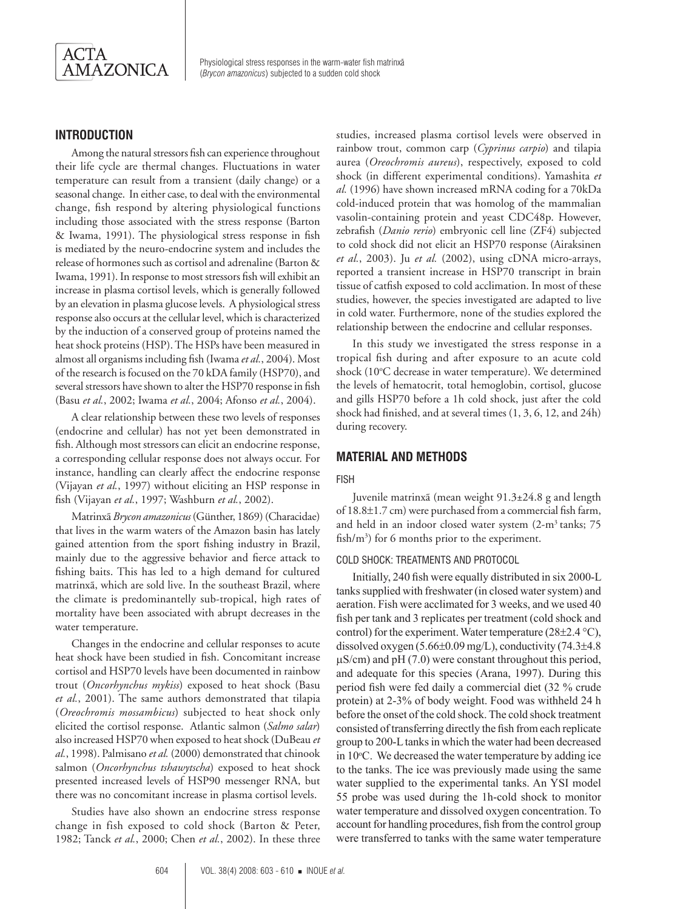## INTRODUCTION

Among the natural stressors fish can experience throughout their life cycle are thermal changes. Fluctuations in water temperature can result from a transient (daily change) or a seasonal change. In either case, to deal with the environmental change, fish respond by altering physiological functions including those associated with the stress response (Barton & Iwama, 1991). The physiological stress response in fish is mediated by the neuro-endocrine system and includes the release of hormones such as cortisol and adrenaline (Barton & Iwama, 1991). In response to most stressors fish will exhibit an increase in plasma cortisol levels, which is generally followed by an elevation in plasma glucose levels. A physiological stress response also occurs at the cellular level, which is characterized by the induction of a conserved group of proteins named the heat shock proteins (HSP). The HSPs have been measured in almost all organisms including fish (Iwama *et al.*, 2004). Most of the research is focused on the 70 kDA family (HSP70), and several stressors have shown to alter the HSP70 response in fish (Basu *et al.*, 2002; Iwama *et al.*, 2004; Afonso *et al.*, 2004).

A clear relationship between these two levels of responses (endocrine and cellular) has not yet been demonstrated in fish. Although most stressors can elicit an endocrine response, a corresponding cellular response does not always occur. For instance, handling can clearly affect the endocrine response (Vijayan *et al.*, 1997) without eliciting an HSP response in fish (Vijayan *et al.*, 1997; Washburn *et al.*, 2002).

Matrinxã *Brycon amazonicus* (Günther, 1869) (Characidae) that lives in the warm waters of the Amazon basin has lately gained attention from the sport fishing industry in Brazil, mainly due to the aggressive behavior and fierce attack to fishing baits. This has led to a high demand for cultured matrinxã, which are sold live. In the southeast Brazil, where the climate is predominantelly sub-tropical, high rates of mortality have been associated with abrupt decreases in the water temperature.

Changes in the endocrine and cellular responses to acute heat shock have been studied in fish. Concomitant increase cortisol and HSP70 levels have been documented in rainbow trout (*Oncorhynchus mykiss*) exposed to heat shock (Basu *et al.*, 2001). The same authors demonstrated that tilapia (*Oreochromis mossambicus*) subjected to heat shock only elicited the cortisol response. Atlantic salmon (*Salmo salar*) also increased HSP70 when exposed to heat shock (DuBeau *et al.*, 1998). Palmisano *et al.* (2000) demonstrated that chinook salmon (*Oncorhynchus tshawytscha*) exposed to heat shock presented increased levels of HSP90 messenger RNA, but there was no concomitant increase in plasma cortisol levels.

Studies have also shown an endocrine stress response change in fish exposed to cold shock (Barton & Peter, 1982; Tanck *et al.*, 2000; Chen *et al.*, 2002). In these three studies, increased plasma cortisol levels were observed in rainbow trout, common carp (*Cyprinus carpio*) and tilapia aurea (*Oreochromis aureus*), respectively, exposed to cold shock (in different experimental conditions). Yamashita *et al.* (1996) have shown increased mRNA coding for a 70kDa cold-induced protein that was homolog of the mammalian vasolin-containing protein and yeast CDC48p. However, zebrafish (*Danio rerio*) embryonic cell line (ZF4) subjected to cold shock did not elicit an HSP70 response (Airaksinen *et al.*, 2003). Ju *et al.* (2002), using cDNA micro-arrays, reported a transient increase in HSP70 transcript in brain tissue of catfish exposed to cold acclimation. In most of these studies, however, the species investigated are adapted to live in cold water. Furthermore, none of the studies explored the relationship between the endocrine and cellular responses.

In this study we investigated the stress response in a tropical fish during and after exposure to an acute cold shock (10°C decrease in water temperature). We determined the levels of hematocrit, total hemoglobin, cortisol, glucose and gills HSP70 before a 1h cold shock, just after the cold shock had finished, and at several times (1, 3, 6, 12, and 24h) during recovery.

## MATERIAL AND METHODS

### FISH

Juvenile matrinxã (mean weight 91.3±24.8 g and length of 18.8±1.7 cm) were purchased from a commercial fish farm, and held in an indoor closed water system (2-$m^3$ tanks; 75 fish/$m^3$) for 6 months prior to the experiment.

### COLD SHOCK: TREATMENTS AND PROTOCOL

Initially, 240 fish were equally distributed in six 2000-L tanks supplied with freshwater (in closed water system) and aeration. Fish were acclimated for 3 weeks, and we used 40 fish per tank and 3 replicates per treatment (cold shock and control) for the experiment. Water temperature (28±2.4 °C), dissolved oxygen (5.66±0.09 mg/L), conductivity (74.3±4.8 µS/cm) and pH (7.0) were constant throughout this period, and adequate for this species (Arana, 1997). During this period fish were fed daily a commercial diet (32 % crude protein) at 2-3% of body weight. Food was withheld 24 h before the onset of the cold shock. The cold shock treatment consisted of transferring directly the fish from each replicate group to 200-L tanks in which the water had been decreased in 10°C. We decreased the water temperature by adding ice to the tanks. The ice was previously made using the same water supplied to the experimental tanks. An YSI model 55 probe was used during the 1h-cold shock to monitor water temperature and dissolved oxygen concentration. To account for handling procedures, fish from the control group were transferred to tanks with the same water temperature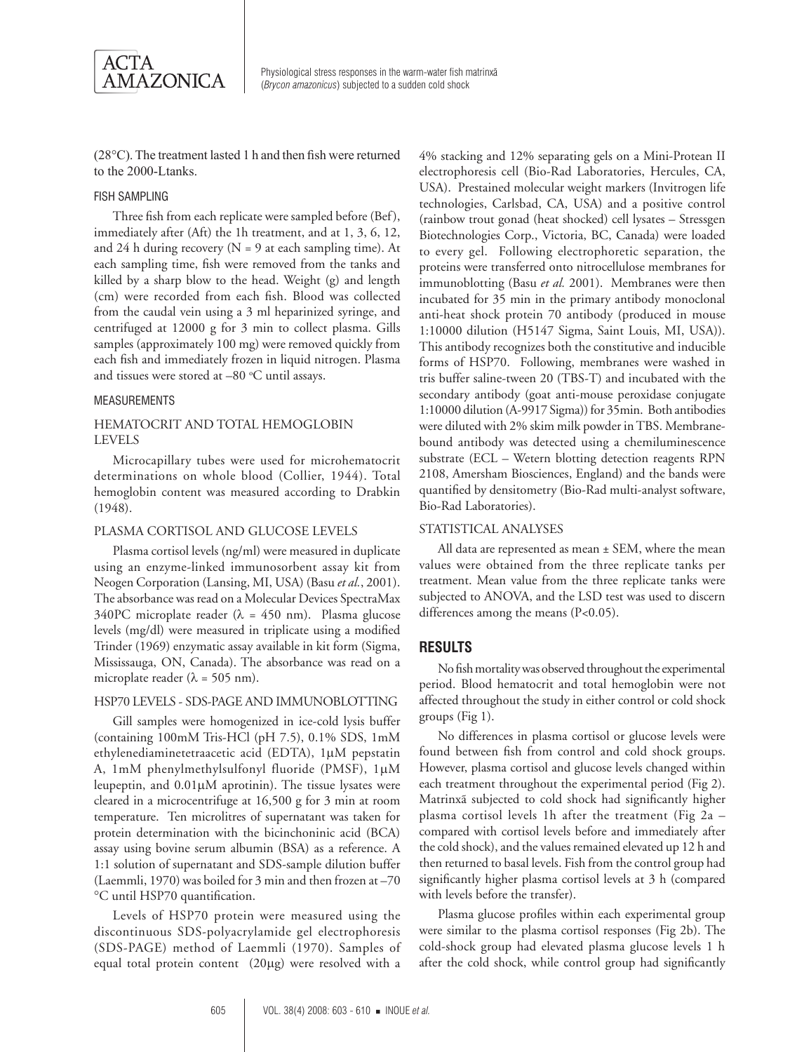(28°C). The treatment lasted 1 h and then fish were returned to the 2000-Ltanks.

### FISH SAMPLING

Three fish from each replicate were sampled before (Bef), immediately after (Aft) the 1h treatment, and at 1, 3, 6, 12, and 24 h during recovery (N = 9 at each sampling time). At each sampling time, fish were removed from the tanks and killed by a sharp blow to the head. Weight (g) and length (cm) were recorded from each fish. Blood was collected from the caudal vein using a 3 ml heparinized syringe, and centrifuged at 12000 g for 3 min to collect plasma. Gills samples (approximately 100 mg) were removed quickly from each fish and immediately frozen in liquid nitrogen. Plasma and tissues were stored at –80 °C until assays.

### MEASUREMENTS

### HEMATOCRIT AND TOTAL HEMOGLOBIN LEVELS

Microcapillary tubes were used for microhematocrit determinations on whole blood (Collier, 1944). Total hemoglobin content was measured according to Drabkin (1948).

### PLASMA CORTISOL AND GLUCOSE LEVELS

Plasma cortisol levels (ng/ml) were measured in duplicate using an enzyme-linked immunosorbent assay kit from Neogen Corporation (Lansing, MI, USA) (Basu *et al.*, 2001). The absorbance was read on a Molecular Devices SpectraMax 340PC microplate reader ($\lambda$ = 450 nm). Plasma glucose levels (mg/dl) were measured in triplicate using a modified Trinder (1969) enzymatic assay available in kit form (Sigma, Mississauga, ON, Canada). The absorbance was read on a microplate reader ($\lambda$ = 505 nm).

### HSP70 LEVELS - SDS-PAGE AND IMMUNOBLOTTING

Gill samples were homogenized in ice-cold lysis buffer (containing 100mM Tris-HCl (pH 7.5), 0.1% SDS, 1mM ethylenediaminetetraacetic acid (EDTA), 1μM pepstatin A, 1mM phenylmethylsulfonyl fluoride (PMSF), 1μM leupeptin, and 0.01μM aprotinin). The tissue lysates were cleared in a microcentrifuge at 16,500 g for 3 min at room temperature. Ten microlitres of supernatant was taken for protein determination with the bicinchoninic acid (BCA) assay using bovine serum albumin (BSA) as a reference. A 1:1 solution of supernatant and SDS-sample dilution buffer (Laemmli, 1970) was boiled for 3 min and then frozen at –70 °C until HSP70 quantification.

Levels of HSP70 protein were measured using the discontinuous SDS-polyacrylamide gel electrophoresis (SDS-PAGE) method of Laemmli (1970). Samples of equal total protein content (20μg) were resolved with a 4% stacking and 12% separating gels on a Mini-Protean II electrophoresis cell (Bio-Rad Laboratories, Hercules, CA, USA). Prestained molecular weight markers (Invitrogen life technologies, Carlsbad, CA, USA) and a positive control (rainbow trout gonad (heat shocked) cell lysates – Stressgen Biotechnologies Corp., Victoria, BC, Canada) were loaded to every gel. Following electrophoretic separation, the proteins were transferred onto nitrocellulose membranes for immunoblotting (Basu *et al.* 2001). Membranes were then incubated for 35 min in the primary antibody monoclonal anti-heat shock protein 70 antibody (produced in mouse 1:10000 dilution (H5147 Sigma, Saint Louis, MI, USA)). This antibody recognizes both the constitutive and inducible forms of HSP70. Following, membranes were washed in tris buffer saline-tween 20 (TBS-T) and incubated with the secondary antibody (goat anti-mouse peroxidase conjugate 1:10000 dilution (A-9917 Sigma)) for 35min. Both antibodies were diluted with 2% skim milk powder in TBS. Membrane-bound antibody was detected using a chemiluminescence substrate (ECL – Wetern blotting detection reagents RPN 2108, Amersham Biosciences, England) and the bands were quantified by densitometry (Bio-Rad multi-analyst software, Bio-Rad Laboratories).

### STATISTICAL ANALYSES

All data are represented as mean ± SEM, where the mean values were obtained from the three replicate tanks per treatment. Mean value from the three replicate tanks were subjected to ANOVA, and the LSD test was used to discern differences among the means ($P<0.05$).

## RESULTS

No fish mortality was observed throughout the experimental period. Blood hematocrit and total hemoglobin were not affected throughout the study in either control or cold shock groups (Fig 1).

No differences in plasma cortisol or glucose levels were found between fish from control and cold shock groups. However, plasma cortisol and glucose levels changed within each treatment throughout the experimental period (Fig 2). Matrinxã subjected to cold shock had significantly higher plasma cortisol levels 1h after the treatment (Fig 2a – compared with cortisol levels before and immediately after the cold shock), and the values remained elevated up 12 h and then returned to basal levels. Fish from the control group had significantly higher plasma cortisol levels at 3 h (compared with levels before the transfer).

Plasma glucose profiles within each experimental group were similar to the plasma cortisol responses (Fig 2b). The cold-shock group had elevated plasma glucose levels 1 h after the cold shock, while control group had significantly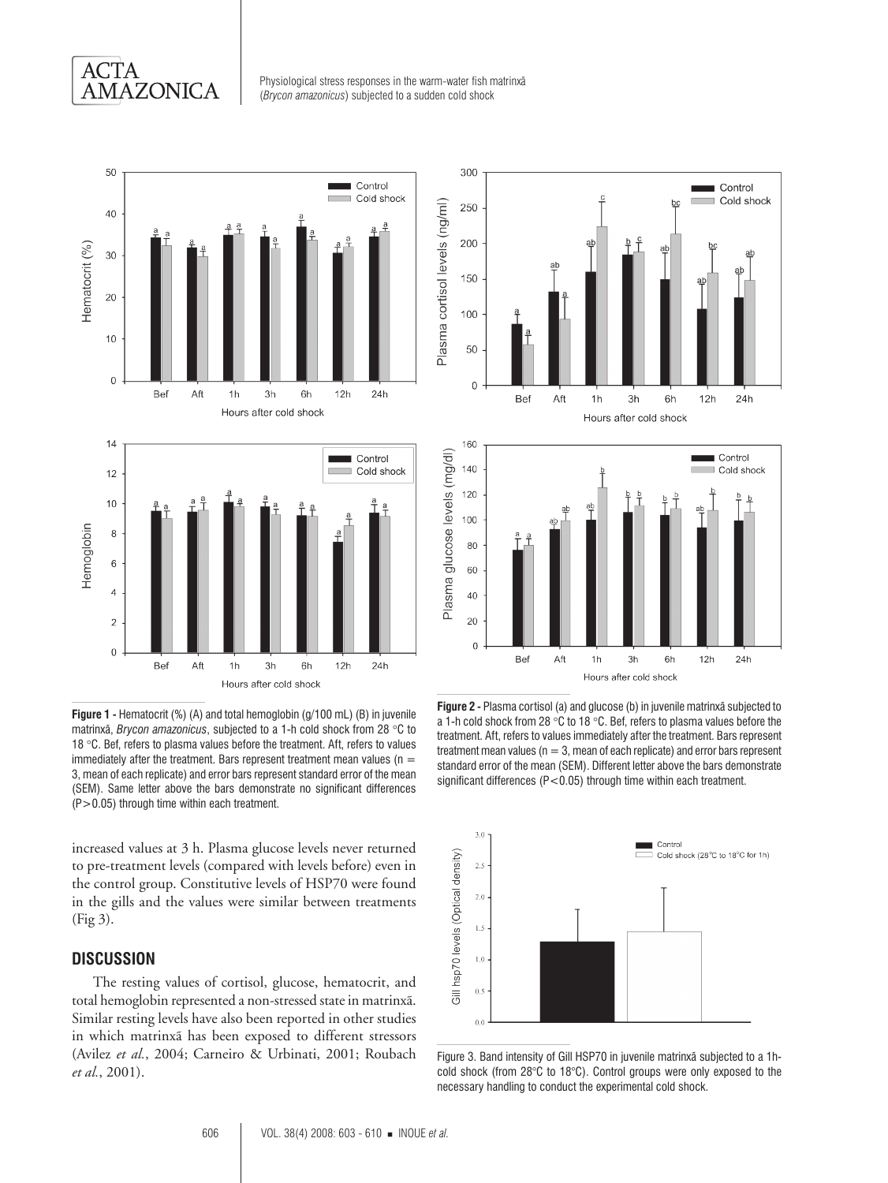**Figure 1 -** Hematocrit (%) (A) and total hemoglobin (g/100 mL) (B) in juvenile matrinxã, *Brycon amazonicus*, subjected to a 1-h cold shock from 28 °C to 18 °C. Bef, refers to plasma values before the treatment. Aft, refers to values immediately after the treatment. Bars represent treatment mean values (n = 3, mean of each replicate) and error bars represent standard error of the mean (SEM). Same letter above the bars demonstrate no significant differences (P>0.05) through time within each treatment.

**Figure 2 -** Plasma cortisol (a) and glucose (b) in juvenile matrinxã subjected to a 1-h cold shock from 28 °C to 18 °C. Bef, refers to plasma values before the treatment. Aft, refers to values immediately after the treatment. Bars represent treatment mean values (n = 3, mean of each replicate) and error bars represent standard error of the mean (SEM). Different letter above the bars demonstrate significant differences (P<0.05) through time within each treatment.

increased values at 3 h. Plasma glucose levels never returned to pre-treatment levels (compared with levels before) even in the control group. Constitutive levels of HSP70 were found in the gills and the values were similar between treatments (Fig 3).

## DISCUSSION

The resting values of cortisol, glucose, hematocrit, and total hemoglobin represented a non-stressed state in matrinxã. Similar resting levels have also been reported in other studies in which matrinxã has been exposed to different stressors (Avilez *et al.*, 2004; Carneiro & Urbinati, 2001; Roubach *et al.*, 2001).

Figure 3. Band intensity of Gill HSP70 in juvenile matrinxã subjected to a 1h-cold shock (from 28°C to 18°C). Control groups were only exposed to the necessary handling to conduct the experimental cold shock.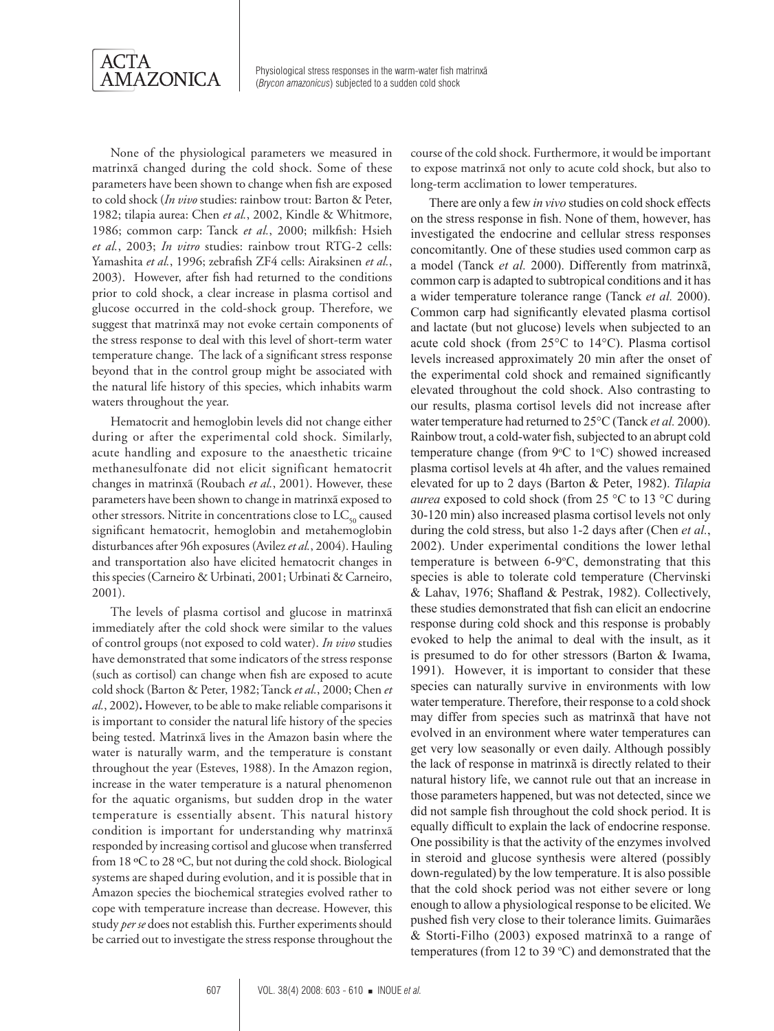None of the physiological parameters we measured in matrinxã changed during the cold shock. Some of these parameters have been shown to change when fish are exposed to cold shock (*In vivo* studies: rainbow trout: Barton & Peter, 1982; tilapia aurea: Chen *et al.*, 2002, Kindle & Whitmore, 1986; common carp: Tanck *et al.*, 2000; milkfish: Hsieh *et al.*, 2003; *In vitro* studies: rainbow trout RTG-2 cells: Yamashita *et al.*, 1996; zebrafish ZF4 cells: Airaksinen *et al.*, 2003). However, after fish had returned to the conditions prior to cold shock, a clear increase in plasma cortisol and glucose occurred in the cold-shock group. Therefore, we suggest that matrinxã may not evoke certain components of the stress response to deal with this level of short-term water temperature change. The lack of a significant stress response beyond that in the control group might be associated with the natural life history of this species, which inhabits warm waters throughout the year.

Hematocrit and hemoglobin levels did not change either during or after the experimental cold shock. Similarly, acute handling and exposure to the anaesthetic tricaine methanesulfonate did not elicit significant hematocrit changes in matrinxã (Roubach *et al.*, 2001). However, these parameters have been shown to change in matrinxã exposed to other stressors. Nitrite in concentrations close to $LC_{50}$ caused significant hematocrit, hemoglobin and metahemoglobin disturbances after 96h exposures (Avilez *et al.*, 2004). Hauling and transportation also have elicited hematocrit changes in this species (Carneiro & Urbinati, 2001; Urbinati & Carneiro, 2001).

The levels of plasma cortisol and glucose in matrinxã immediately after the cold shock were similar to the values of control groups (not exposed to cold water). *In vivo* studies have demonstrated that some indicators of the stress response (such as cortisol) can change when fish are exposed to acute cold shock (Barton & Peter, 1982; Tanck *et al.*, 2000; Chen *et al.*, 2002)**.** However, to be able to make reliable comparisons it is important to consider the natural life history of the species being tested. Matrinxã lives in the Amazon basin where the water is naturally warm, and the temperature is constant throughout the year (Esteves, 1988). In the Amazon region, increase in the water temperature is a natural phenomenon for the aquatic organisms, but sudden drop in the water temperature is essentially absent. This natural history condition is important for understanding why matrinxã responded by increasing cortisol and glucose when transferred from 18 ºC to 28 ºC, but not during the cold shock. Biological systems are shaped during evolution, and it is possible that in Amazon species the biochemical strategies evolved rather to cope with temperature increase than decrease. However, this study *per se* does not establish this. Further experiments should be carried out to investigate the stress response throughout the course of the cold shock. Furthermore, it would be important to expose matrinxã not only to acute cold shock, but also to long-term acclimation to lower temperatures.

There are only a few *in vivo* studies on cold shock effects on the stress response in fish. None of them, however, has investigated the endocrine and cellular stress responses concomitantly. One of these studies used common carp as a model (Tanck *et al.* 2000). Differently from matrinxã, common carp is adapted to subtropical conditions and it has a wider temperature tolerance range (Tanck *et al.* 2000). Common carp had significantly elevated plasma cortisol and lactate (but not glucose) levels when subjected to an acute cold shock (from 25°C to 14°C). Plasma cortisol levels increased approximately 20 min after the onset of the experimental cold shock and remained significantly elevated throughout the cold shock. Also contrasting to our results, plasma cortisol levels did not increase after water temperature had returned to 25°C (Tanck *et al.* 2000). Rainbow trout, a cold-water fish, subjected to an abrupt cold temperature change (from 9ºC to 1ºC) showed increased plasma cortisol levels at 4h after, and the values remained elevated for up to 2 days (Barton & Peter, 1982). *Tilapia aurea* exposed to cold shock (from 25 °C to 13 °C during 30-120 min) also increased plasma cortisol levels not only during the cold stress, but also 1-2 days after (Chen *et al.*, 2002). Under experimental conditions the lower lethal temperature is between 6-9ºC, demonstrating that this species is able to tolerate cold temperature (Chervinski & Lahav, 1976; Shafland & Pestrak, 1982). Collectively, these studies demonstrated that fish can elicit an endocrine response during cold shock and this response is probably evoked to help the animal to deal with the insult, as it is presumed to do for other stressors (Barton & Iwama, 1991). However, it is important to consider that these species can naturally survive in environments with low water temperature. Therefore, their response to a cold shock may differ from species such as matrinxã that have not evolved in an environment where water temperatures can get very low seasonally or even daily. Although possibly the lack of response in matrinxã is directly related to their natural history life, we cannot rule out that an increase in those parameters happened, but was not detected, since we did not sample fish throughout the cold shock period. It is equally difficult to explain the lack of endocrine response. One possibility is that the activity of the enzymes involved in steroid and glucose synthesis were altered (possibly down-regulated) by the low temperature. It is also possible that the cold shock period was not either severe or long enough to allow a physiological response to be elicited. We pushed fish very close to their tolerance limits. Guimarães & Storti-Filho (2003) exposed matrinxã to a range of temperatures (from 12 to 39 ºC) and demonstrated that the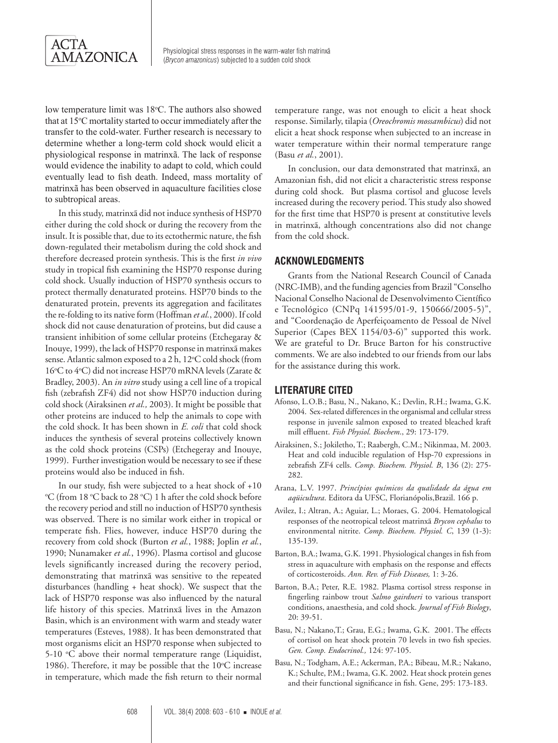low temperature limit was 18ºC. The authors also showed that at 15ºC mortality started to occur immediately after the transfer to the cold-water. Further research is necessary to determine whether a long-term cold shock would elicit a physiological response in matrinxã. The lack of response would evidence the inability to adapt to cold, which could eventually lead to fish death. Indeed, mass mortality of matrinxã has been observed in aquaculture facilities close to subtropical areas.

In this study, matrinxã did not induce synthesis of HSP70 either during the cold shock or during the recovery from the insult. It is possible that, due to its ectothermic nature, the fish down-regulated their metabolism during the cold shock and therefore decreased protein synthesis. This is the first *in vivo* study in tropical fish examining the HSP70 response during cold shock. Usually induction of HSP70 synthesis occurs to protect thermally denaturated proteins. HSP70 binds to the denaturated protein, prevents its aggregation and facilitates the re-folding to its native form (Hoffman *et al.*, 2000). If cold shock did not cause denaturation of proteins, but did cause a transient inhibition of some cellular proteins (Etchegaray & Inouye, 1999), the lack of HSP70 response in matrinxã makes sense. Atlantic salmon exposed to a 2 h, 12ºC cold shock (from 16ºC to 4ºC) did not increase HSP70 mRNA levels (Zarate & Bradley, 2003). An *in vitro* study using a cell line of a tropical fish (zebrafish ZF4) did not show HSP70 induction during cold shock (Airaksinen *et al.,* 2003). It might be possible that other proteins are induced to help the animals to cope with the cold shock. It has been shown in *E. coli* that cold shock induces the synthesis of several proteins collectively known as the cold shock proteins (CSPs) (Etchegeray and Inouye, 1999). Further investigation would be necessary to see if these proteins would also be induced in fish.

In our study, fish were subjected to a heat shock of +10 ºC (from 18 ºC back to 28 ºC) 1 h after the cold shock before the recovery period and still no induction of HSP70 synthesis was observed. There is no similar work either in tropical or temperate fish. Flies, however, induce HSP70 during the recovery from cold shock (Burton *et al.*, 1988; Joplin *et al.*, 1990; Nunamaker *et al.*, 1996). Plasma cortisol and glucose levels significantly increased during the recovery period, demonstrating that matrinxã was sensitive to the repeated disturbances (handling + heat shock). We suspect that the lack of HSP70 response was also influenced by the natural life history of this species. Matrinxã lives in the Amazon Basin, which is an environment with warm and steady water temperatures (Esteves, 1988). It has been demonstrated that most organisms elicit an HSP70 response when subjected to 5-10 ºC above their normal temperature range (Liquidist, 1986). Therefore, it may be possible that the 10ºC increase in temperature, which made the fish return to their normal temperature range, was not enough to elicit a heat shock response. Similarly, tilapia (*Oreochromis mossambicus*) did not elicit a heat shock response when subjected to an increase in water temperature within their normal temperature range (Basu *et al.*, 2001).

In conclusion, our data demonstrated that matrinxã, an Amazonian fish, did not elicit a characteristic stress response during cold shock. But plasma cortisol and glucose levels increased during the recovery period. This study also showed for the first time that HSP70 is present at constitutive levels in matrinxã, although concentrations also did not change from the cold shock.

## ACKNOWLEDGMENTS

Grants from the National Research Council of Canada (NRC-IMB), and the funding agencies from Brazil "Conselho Nacional Conselho Nacional de Desenvolvimento Científico e Tecnológico (CNPq 141595/01-9, 150666/2005-5)", and "Coordenação de Aperfeiçoamento de Pessoal de Nível Superior (Capes BEX 1154/03-6)" supported this work. We are grateful to Dr. Bruce Barton for his constructive comments. We are also indebted to our friends from our labs for the assistance during this work.

## LITERATURE CITED

Afonso, L.O.B.; Basu, N., Nakano, K.; Devlin, R.H.; Iwama, G.K. 2004. Sex-related differences in the organismal and cellular stress response in juvenile salmon exposed to treated bleached kraft mill effluent. *Fish Physiol. Biochem*., 29: 173-179.

Airaksinen, S.; Jokiletho, T.; Raabergh, C.M.; Nikinmaa, M. 2003. Heat and cold inducible regulation of Hsp-70 expressions in zebrafish ZF4 cells. *Comp. Biochem. Physiol. B*, 136 (2): 275-282.

Arana, L.V. 1997. *Princípios químicos da qualidade da água em aqüicultura*. Editora da UFSC, Florianópolis,Brazil. 166 p.

Avilez, I.; Altran, A.; Aguiar, L.; Moraes, G. 2004. Hematological responses of the neotropical teleost matrinxã *Brycon cephalus* to environmental nitrite. *Comp. Biochem. Physiol. C*, 139 (1-3): 135-139.

Barton, B.A.; Iwama, G.K. 1991. Physiological changes in fish from stress in aquaculture with emphasis on the response and effects of corticosteroids. *Ann. Rev. of Fish Diseases,* 1: 3-26.

Barton, B.A.; Peter, R.E. 1982. Plasma cortisol stress response in fingerling rainbow trout *Salmo gairdneri* to various transport conditions, anaesthesia, and cold shock. *Journal of Fish Biology*, 20: 39-51.

Basu, N.; Nakano,T.; Grau, E.G.; Iwama, G.K. 2001. The effects of cortisol on heat shock protein 70 levels in two fish species. *Gen. Comp. Endocrinol.,* 124: 97-105.

Basu, N.; Todgham, A.E.; Ackerman, P.A.; Bibeau, M.R.; Nakano, K.; Schulte, P.M.; Iwama, G.K. 2002. Heat shock protein genes and their functional significance in fish. Gene, 295: 173-183.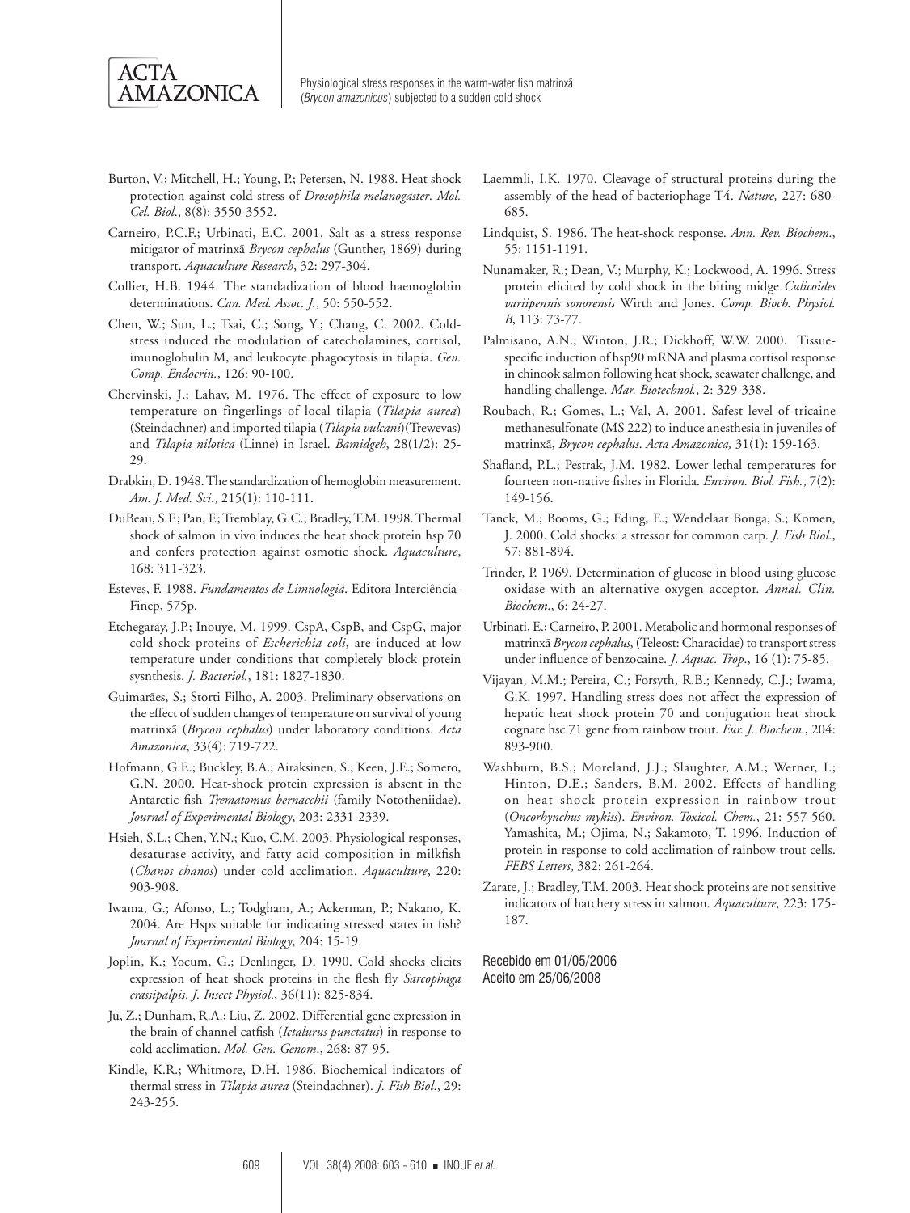Burton, V.; Mitchell, H.; Young, P.; Petersen, N. 1988. Heat shock protection against cold stress of *Drosophila melanogaster*. *Mol. Cel. Biol*., 8(8): 3550-3552.

Carneiro, P.C.F.; Urbinati, E.C. 2001. Salt as a stress response mitigator of matrinxã *Brycon cephalus* (Gunther, 1869) during transport. *Aquaculture Research*, 32: 297-304.

Collier, H.B. 1944. The standadization of blood haemoglobin determinations. *Can. Med. Assoc. J.*, 50: 550-552.

Chen, W.; Sun, L.; Tsai, C.; Song, Y.; Chang, C. 2002. Cold-stress induced the modulation of catecholamines, cortisol, imunoglobulin M, and leukocyte phagocytosis in tilapia. *Gen. Comp. Endocrin.*, 126: 90-100.

Chervinski, J.; Lahav, M. 1976. The effect of exposure to low temperature on fingerlings of local tilapia (*Tilapia aurea*) (Steindachner) and imported tilapia (*Tilapia vulcani*)(Trewevas) and *Tilapia nilotica* (Linne) in Israel. *Bamidgeh*, 28(1/2): 25-29.

Drabkin, D. 1948. The standardization of hemoglobin measurement. *Am. J. Med. Sci*., 215(1): 110-111.

DuBeau, S.F.; Pan, F.; Tremblay, G.C.; Bradley, T.M. 1998. Thermal shock of salmon in vivo induces the heat shock protein hsp 70 and confers protection against osmotic shock. *Aquaculture*, 168: 311-323.

Esteves, F. 1988. *Fundamentos de Limnologia*. Editora Interciência-Finep, 575p.

Etchegaray, J.P.; Inouye, M. 1999. CspA, CspB, and CspG, major cold shock proteins of *Escherichia coli*, are induced at low temperature under conditions that completely block protein sysnthesis. *J. Bacteriol.*, 181: 1827-1830.

Guimarães, S.; Storti Filho, A. 2003. Preliminary observations on the effect of sudden changes of temperature on survival of young matrinxã (*Brycon cephalus*) under laboratory conditions. *Acta Amazonica*, 33(4): 719-722.

Hofmann, G.E.; Buckley, B.A.; Airaksinen, S.; Keen, J.E.; Somero, G.N. 2000. Heat-shock protein expression is absent in the Antarctic fish *Trematomus bernacchii* (family Nototheniidae). *Journal of Experimental Biology*, 203: 2331-2339.

Hsieh, S.L.; Chen, Y.N.; Kuo, C.M. 2003. Physiological responses, desaturase activity, and fatty acid composition in milkfish (*Chanos chanos*) under cold acclimation. *Aquaculture*, 220: 903-908.

Iwama, G.; Afonso, L.; Todgham, A.; Ackerman, P.; Nakano, K. 2004. Are Hsps suitable for indicating stressed states in fish? *Journal of Experimental Biology*, 204: 15-19.

Joplin, K.; Yocum, G.; Denlinger, D. 1990. Cold shocks elicits expression of heat shock proteins in the flesh fly *Sarcophaga crassipalpis*. *J. Insect Physiol*., 36(11): 825-834.

Ju, Z.; Dunham, R.A.; Liu, Z. 2002. Differential gene expression in the brain of channel catfish (*Ictalurus punctatus*) in response to cold acclimation. *Mol. Gen. Genom*., 268: 87-95.

Kindle, K.R.; Whitmore, D.H. 1986. Biochemical indicators of thermal stress in *Tilapia aurea* (Steindachner). *J. Fish Biol*., 29: 243-255.

Laemmli, I.K. 1970. Cleavage of structural proteins during the assembly of the head of bacteriophage T4. *Nature,* 227: 680-685.

Lindquist, S. 1986. The heat-shock response. *Ann. Rev. Biochem*., 55: 1151-1191.

Nunamaker, R.; Dean, V.; Murphy, K.; Lockwood, A. 1996. Stress protein elicited by cold shock in the biting midge *Culicoides variipennis sonorensis* Wirth and Jones. *Comp. Bioch. Physiol. B*, 113: 73-77.

Palmisano, A.N.; Winton, J.R.; Dickhoff, W.W. 2000. Tissue-specific induction of hsp90 mRNA and plasma cortisol response in chinook salmon following heat shock, seawater challenge, and handling challenge. *Mar. Biotechnol.*, 2: 329-338.

Roubach, R.; Gomes, L.; Val, A. 2001. Safest level of tricaine methanesulfonate (MS 222) to induce anesthesia in juveniles of matrinxã, *Brycon cephalus*. *Acta Amazonica,* 31(1): 159-163.

Shafland, P.L.; Pestrak, J.M. 1982. Lower lethal temperatures for fourteen non-native fishes in Florida. *Environ. Biol. Fish.*, 7(2): 149-156.

Tanck, M.; Booms, G.; Eding, E.; Wendelaar Bonga, S.; Komen, J. 2000. Cold shocks: a stressor for common carp. *J. Fish Biol*., 57: 881-894.

Trinder, P. 1969. Determination of glucose in blood using glucose oxidase with an alternative oxygen acceptor. *Annal. Clin. Biochem*., 6: 24-27.

Urbinati, E.; Carneiro, P. 2001. Metabolic and hormonal responses of matrinxã *Brycon cephalus*, (Teleost: Characidae) to transport stress under influence of benzocaine. *J. Aquac. Trop*., 16 (1): 75-85.

Vijayan, M.M.; Pereira, C.; Forsyth, R.B.; Kennedy, C.J.; Iwama, G.K. 1997. Handling stress does not affect the expression of hepatic heat shock protein 70 and conjugation heat shock cognate hsc 71 gene from rainbow trout. *Eur. J. Biochem.*, 204: 893-900.

Washburn, B.S.; Moreland, J.J.; Slaughter, A.M.; Werner, I.; Hinton, D.E.; Sanders, B.M. 2002. Effects of handling on heat shock protein expression in rainbow trout (*Oncorhynchus mykiss*). *Environ. Toxicol. Chem.*, 21: 557-560. Yamashita, M.; Ojima, N.; Sakamoto, T. 1996. Induction of protein in response to cold acclimation of rainbow trout cells. *FEBS Letters*, 382: 261-264.

Zarate, J.; Bradley, T.M. 2003. Heat shock proteins are not sensitive indicators of hatchery stress in salmon. *Aquaculture*, 223: 175-187.

Recebido em 01/05/2006
Aceito em 25/06/2008